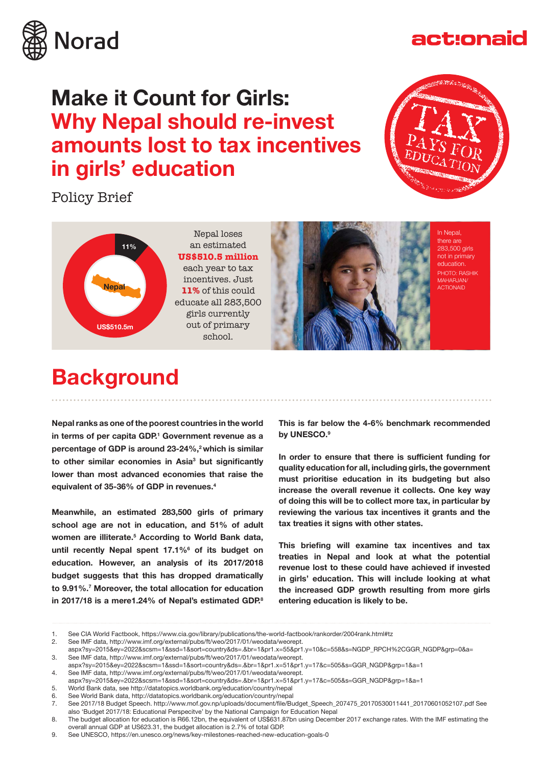# Make it Count for Girls: Why Nepal should re-invest amounts lost to tax incentives in girls' education

Policy Brief

11%

Nepal

US$510.5m

Nepal loses an estimated **US$510.5 million** each year to tax incentives. Just **11%** of this could educate all 283,500 girls currently out of primary school.

In Nepal, there are 283,500 girls not in primary education. PHOTO: RASHIK MAHARJAN/ ACTIONAID

## Background

**Nepal ranks as one of the poorest countries in the world in terms of per capita GDP.[1] Government revenue as a percentage of GDP is around 23-24%,[2] which is similar to other similar economies in Asia[3] but significantly lower than most advanced economies that raise the equivalent of 35-36% of GDP in revenues.[4]**

**Meanwhile, an estimated 283,500 girls of primary school age are not in education, and 51% of adult women are illiterate.[5] According to World Bank data, until recently Nepal spent 17.1%[6] of its budget on education. However, an analysis of its 2017/2018 budget suggests that this has dropped dramatically to 9.91%.[7] Moreover, the total allocation for education in 2017/18 is a mere1.24% of Nepal's estimated GDP.[8]**

**This is far below the 4-6% benchmark recommended by UNESCO.[9]**

**In order to ensure that there is sufficient funding for quality education for all, including girls, the government must prioritise education in its budgeting but also increase the overall revenue it collects. One key way of doing this will be to collect more tax, in particular by reviewing the various tax incentives it grants and the tax treaties it signs with other states.**

**This briefing will examine tax incentives and tax treaties in Nepal and look at what the potential revenue lost to these could have achieved if invested in girls' education. This will include looking at what the increased GDP growth resulting from more girls entering education is likely to be.**

---

1. See CIA World Factbook, https://www.cia.gov/library/publications/the-world-factbook/rankorder/2004rank.html#tz
2. See IMF data, http://www.imf.org/external/pubs/ft/weo/2017/01/weodata/weorept.aspx?sy=2015&ey=2022&scsm=1&ssd=1&sort=country&ds=.&br=1&pr1.x=55&pr1.y=10&c=558&s=NGDP_RPCH%2CGGR_NGDP&grp=0&a=
3. See IMF data, http://www.imf.org/external/pubs/ft/weo/2017/01/weodata/weorept.aspx?sy=2015&ey=2022&scsm=1&ssd=1&sort=country&ds=.&br=1&pr1.x=51&pr1.y=17&c=505&s=GGR_NGDP&grp=1&a=1
4. See IMF data, http://www.imf.org/external/pubs/ft/weo/2017/01/weodata/weorept.aspx?sy=2015&ey=2022&scsm=1&ssd=1&sort=country&ds=.&br=1&pr1.x=51&pr1.y=17&c=505&s=GGR_NGDP&grp=1&a=1
5. World Bank data, see http://datatopics.worldbank.org/education/country/nepal
6. See World Bank data, http://datatopics.worldbank.org/education/country/nepal
7. See 2017/18 Budget Speech. http://www.mof.gov.np/uploads/document/file/Budget_Speech_207475_20170530011441_20170601052107.pdf See also 'Budget 2017/18: Educational Perspecitve' by the National Campaign for Education Nepal
8. The budget allocation for education is R66.12bn, the equivalent of US$631.87bn using December 2017 exchange rates. With the IMF estimating the overall annual GDP at US623.31, the budget allocation is 2.7% of total GDP.
9. See UNESCO, https://en.unesco.org/news/key-milestones-reached-new-education-goals-0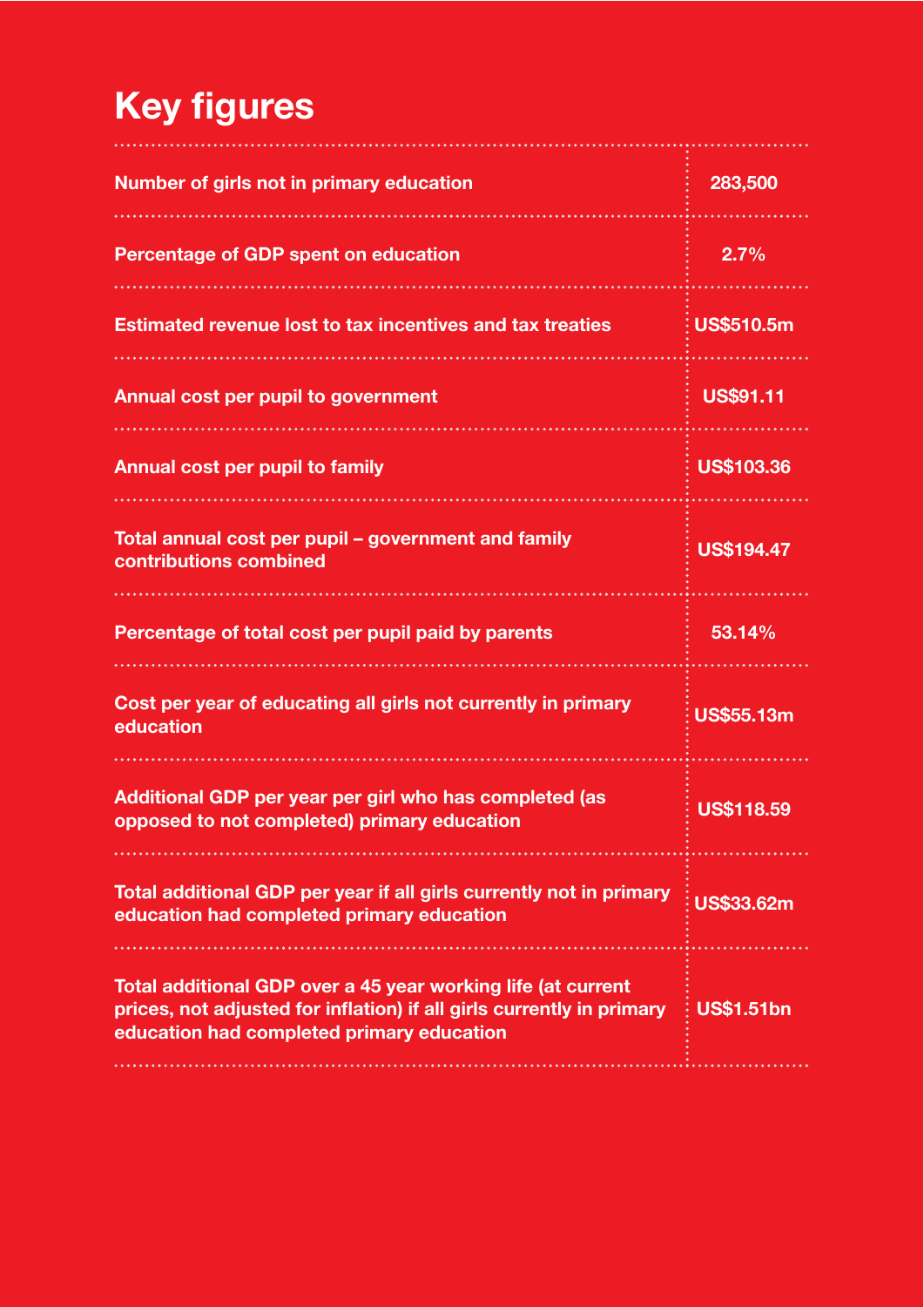# Key figures

| | |
|---|---|
| Number of girls not in primary education | 283,500 |
| Percentage of GDP spent on education | 2.7% |
| Estimated revenue lost to tax incentives and tax treaties | US$510.5m |
| Annual cost per pupil to government | US$91.11 |
| Annual cost per pupil to family | US$103.36 |
| Total annual cost per pupil – government and family contributions combined | US$194.47 |
| Percentage of total cost per pupil paid by parents | 53.14% |
| Cost per year of educating all girls not currently in primary education | US$55.13m |
| Additional GDP per year per girl who has completed (as opposed to not completed) primary education | US$118.59 |
| Total additional GDP per year if all girls currently not in primary education had completed primary education | US$33.62m |
| Total additional GDP over a 45 year working life (at current prices, not adjusted for inflation) if all girls currently in primary education had completed primary education | US$1.51bn |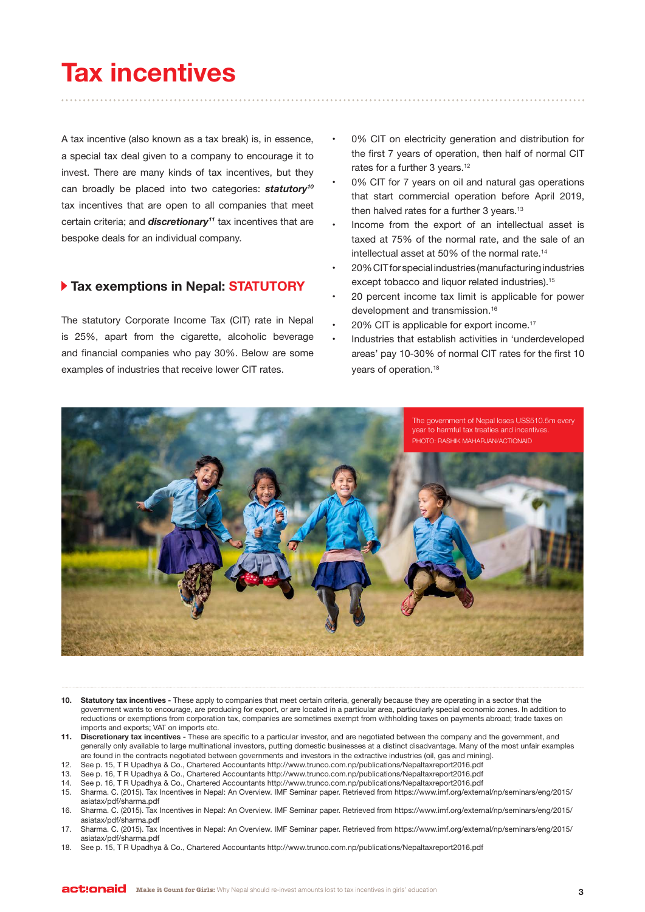# Tax incentives

A tax incentive (also known as a tax break) is, in essence, a special tax deal given to a company to encourage it to invest. There are many kinds of tax incentives, but they can broadly be placed into two categories: ***statutory***[10] tax incentives that are open to all companies that meet certain criteria; and ***discretionary***[11] tax incentives that are bespoke deals for an individual company.

## Tax exemptions in Nepal: STATUTORY

The statutory Corporate Income Tax (CIT) rate in Nepal is 25%, apart from the cigarette, alcoholic beverage and financial companies who pay 30%. Below are some examples of industries that receive lower CIT rates.

- 0% CIT on electricity generation and distribution for the first 7 years of operation, then half of normal CIT rates for a further 3 years.[12]
- 0% CIT for 7 years on oil and natural gas operations that start commercial operation before April 2019, then halved rates for a further 3 years.[13]
- Income from the export of an intellectual asset is taxed at 75% of the normal rate, and the sale of an intellectual asset at 50% of the normal rate.[14]
- 20% CIT for special industries (manufacturing industries except tobacco and liquor related industries).[15]
- 20 percent income tax limit is applicable for power development and transmission.[16]
- 20% CIT is applicable for export income.[17]
- Industries that establish activities in 'underdeveloped areas' pay 10-30% of normal CIT rates for the first 10 years of operation.[18]

The government of Nepal loses US$510.5m every year to harmful tax treaties and incentives.
PHOTO: RASHIK MAHARJAN/ACTIONAID

---

10. **Statutory tax incentives -** These apply to companies that meet certain criteria, generally because they are operating in a sector that the government wants to encourage, are producing for export, or are located in a particular area, particularly special economic zones. In addition to reductions or exemptions from corporation tax, companies are sometimes exempt from withholding taxes on payments abroad; trade taxes on imports and exports; VAT on imports etc.
11. **Discretionary tax incentives -** These are specific to a particular investor, and are negotiated between the company and the government, and generally only available to large multinational investors, putting domestic businesses at a distinct disadvantage. Many of the most unfair examples are found in the contracts negotiated between governments and investors in the extractive industries (oil, gas and mining).
12. See p. 15, T R Upadhya & Co., Chartered Accountants http://www.trunco.com.np/publications/Nepaltaxreport2016.pdf
13. See p. 16, T R Upadhya & Co., Chartered Accountants http://www.trunco.com.np/publications/Nepaltaxreport2016.pdf
14. See p. 16, T R Upadhya & Co., Chartered Accountants http://www.trunco.com.np/publications/Nepaltaxreport2016.pdf
15. Sharma. C. (2015). Tax Incentives in Nepal: An Overview. IMF Seminar paper. Retrieved from https://www.imf.org/external/np/seminars/eng/2015/asiatax/pdf/sharma.pdf
16. Sharma. C. (2015). Tax Incentives in Nepal: An Overview. IMF Seminar paper. Retrieved from https://www.imf.org/external/np/seminars/eng/2015/asiatax/pdf/sharma.pdf
17. Sharma. C. (2015). Tax Incentives in Nepal: An Overview. IMF Seminar paper. Retrieved from https://www.imf.org/external/np/seminars/eng/2015/asiatax/pdf/sharma.pdf
18. See p. 15, T R Upadhya & Co., Chartered Accountants http://www.trunco.com.np/publications/Nepaltaxreport2016.pdf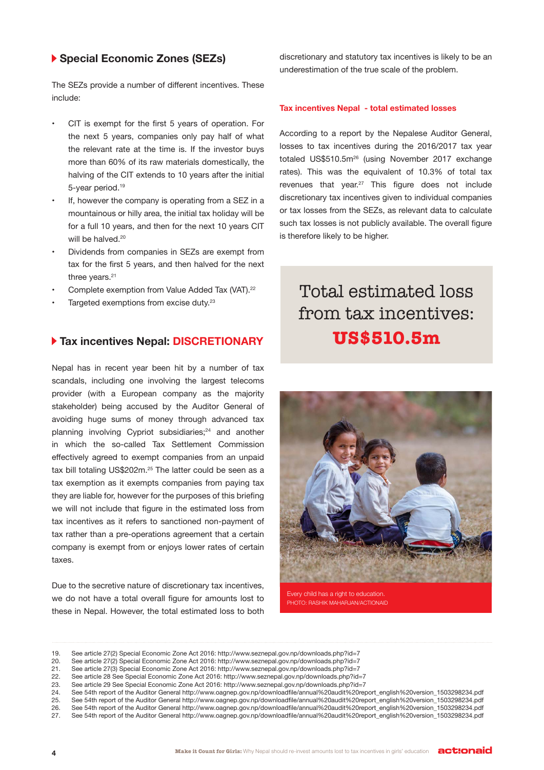## Special Economic Zones (SEZs)

The SEZs provide a number of different incentives. These include:

- CIT is exempt for the first 5 years of operation. For the next 5 years, companies only pay half of what the relevant rate at the time is. If the investor buys more than 60% of its raw materials domestically, the halving of the CIT extends to 10 years after the initial 5-year period.[19]
- If, however the company is operating from a SEZ in a mountainous or hilly area, the initial tax holiday will be for a full 10 years, and then for the next 10 years CIT will be halved.[20]
- Dividends from companies in SEZs are exempt from tax for the first 5 years, and then halved for the next three years.[21]
- Complete exemption from Value Added Tax (VAT).[22]
- Targeted exemptions from excise duty.[23]

## Tax incentives Nepal: DISCRETIONARY

Nepal has in recent year been hit by a number of tax scandals, including one involving the largest telecoms provider (with a European company as the majority stakeholder) being accused by the Auditor General of avoiding huge sums of money through advanced tax planning involving Cypriot subsidiaries;[24] and another in which the so-called Tax Settlement Commission effectively agreed to exempt companies from an unpaid tax bill totaling US$202m.[25] The latter could be seen as a tax exemption as it exempts companies from paying tax they are liable for, however for the purposes of this briefing we will not include that figure in the estimated loss from tax incentives as it refers to sanctioned non-payment of tax rather than a pre-operations agreement that a certain company is exempt from or enjoys lower rates of certain taxes.

Due to the secretive nature of discretionary tax incentives, we do not have a total overall figure for amounts lost to these in Nepal. However, the total estimated loss to both discretionary and statutory tax incentives is likely to be an underestimation of the true scale of the problem.

### Tax incentives Nepal - total estimated losses

According to a report by the Nepalese Auditor General, losses to tax incentives during the 2016/2017 tax year totaled US$510.5m[26] (using November 2017 exchange rates). This was the equivalent of 10.3% of total tax revenues that year.[27] This figure does not include discretionary tax incentives given to individual companies or tax losses from the SEZs, as relevant data to calculate such tax losses is not publicly available. The overall figure is therefore likely to be higher.

**Total estimated loss from tax incentives: US$510.5m**

Every child has a right to education.
PHOTO: RASHIK MAHARJAN/ACTIONAID

---

19. See article 27(2) Special Economic Zone Act 2016: http://www.seznepal.gov.np/downloads.php?id=7
20. See article 27(2) Special Economic Zone Act 2016: http://www.seznepal.gov.np/downloads.php?id=7
21. See article 27(3) Special Economic Zone Act 2016: http://www.seznepal.gov.np/downloads.php?id=7
22. See article 28 See Special Economic Zone Act 2016: http://www.seznepal.gov.np/downloads.php?id=7
23. See article 29 See Special Economic Zone Act 2016: http://www.seznepal.gov.np/downloads.php?id=7
24. See 54th report of the Auditor General http://www.oagnep.gov.np/downloadfile/annual%20audit%20report_english%20version_1503298234.pdf
25. See 54th report of the Auditor General http://www.oagnep.gov.np/downloadfile/annual%20audit%20report_english%20version_1503298234.pdf
26. See 54th report of the Auditor General http://www.oagnep.gov.np/downloadfile/annual%20audit%20report_english%20version_1503298234.pdf
27. See 54th report of the Auditor General http://www.oagnep.gov.np/downloadfile/annual%20audit%20report_english%20version_1503298234.pdf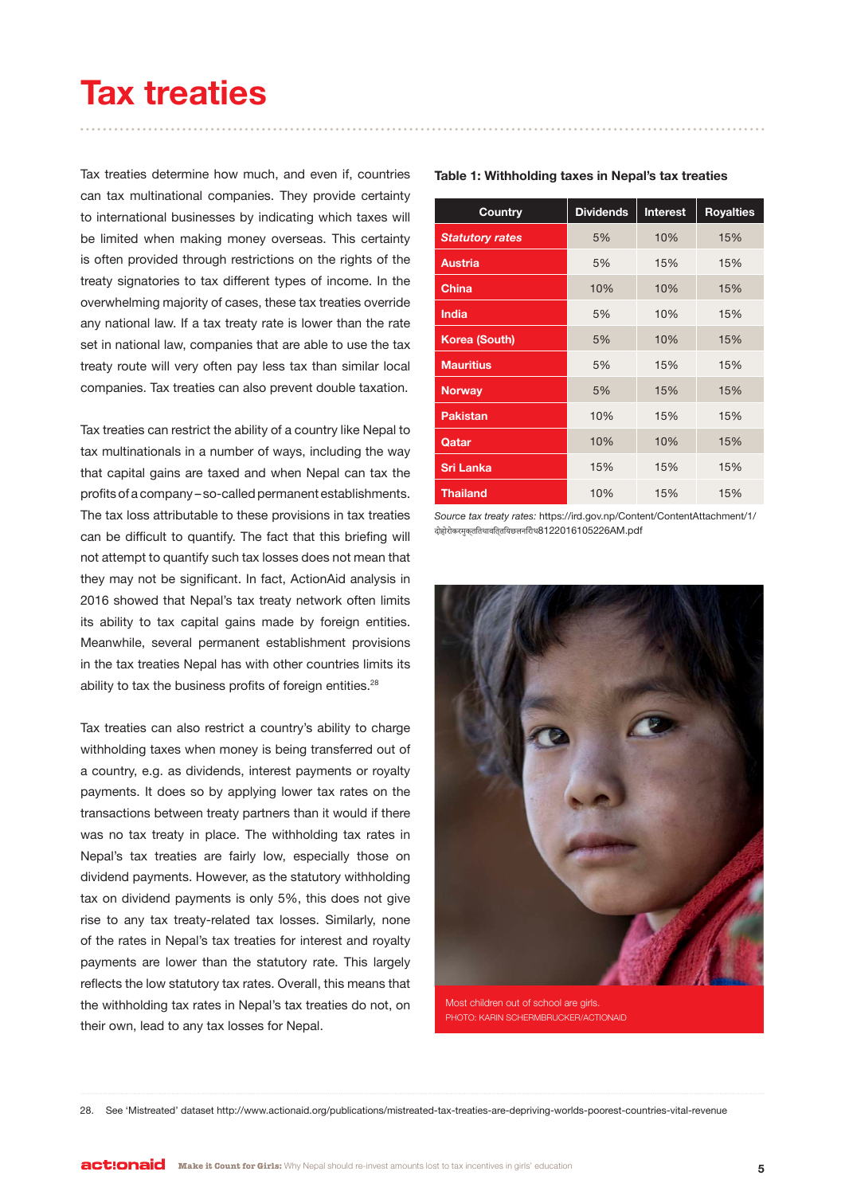# Tax treaties

Tax treaties determine how much, and even if, countries can tax multinational companies. They provide certainty to international businesses by indicating which taxes will be limited when making money overseas. This certainty is often provided through restrictions on the rights of the treaty signatories to tax different types of income. In the overwhelming majority of cases, these tax treaties override any national law. If a tax treaty rate is lower than the rate set in national law, companies that are able to use the tax treaty route will very often pay less tax than similar local companies. Tax treaties can also prevent double taxation.

Tax treaties can restrict the ability of a country like Nepal to tax multinationals in a number of ways, including the way that capital gains are taxed and when Nepal can tax the profits of a company – so-called permanent establishments. The tax loss attributable to these provisions in tax treaties can be difficult to quantify. The fact that this briefing will not attempt to quantify such tax losses does not mean that they may not be significant. In fact, ActionAid analysis in 2016 showed that Nepal's tax treaty network often limits its ability to tax capital gains made by foreign entities. Meanwhile, several permanent establishment provisions in the tax treaties Nepal has with other countries limits its ability to tax the business profits of foreign entities.[28]

Tax treaties can also restrict a country's ability to charge withholding taxes when money is being transferred out of a country, e.g. as dividends, interest payments or royalty payments. It does so by applying lower tax rates on the transactions between treaty partners than it would if there was no tax treaty in place. The withholding tax rates in Nepal's tax treaties are fairly low, especially those on dividend payments. However, as the statutory withholding tax on dividend payments is only 5%, this does not give rise to any tax treaty-related tax losses. Similarly, none of the rates in Nepal's tax treaties for interest and royalty payments are lower than the statutory rate. This largely reflects the low statutory tax rates. Overall, this means that the withholding tax rates in Nepal's tax treaties do not, on their own, lead to any tax losses for Nepal.

**Table 1: Withholding taxes in Nepal's tax treaties**

| Country | Dividends | Interest | Royalties |
|---|---|---|---|
| *Statutory rates* | 5% | 10% | 15% |
| Austria | 5% | 15% | 15% |
| China | 10% | 10% | 15% |
| India | 5% | 10% | 15% |
| Korea (South) | 5% | 10% | 15% |
| Mauritius | 5% | 15% | 15% |
| Norway | 5% | 15% | 15% |
| Pakistan | 10% | 15% | 15% |
| Qatar | 10% | 10% | 15% |
| Sri Lanka | 15% | 15% | 15% |
| Thailand | 10% | 15% | 15% |

*Source tax treaty rates:* https://ird.gov.np/Content/ContentAttachment/1/दोहोरोकरमुक्तिचावत्तियचिछलनरिच8122016105226AM.pdf

Most children out of school are girls.
PHOTO: KARIN SCHERMBRUCKER/ACTIONAID

28. See 'Mistreated' dataset http://www.actionaid.org/publications/mistreated-tax-treaties-are-depriving-worlds-poorest-countries-vital-revenue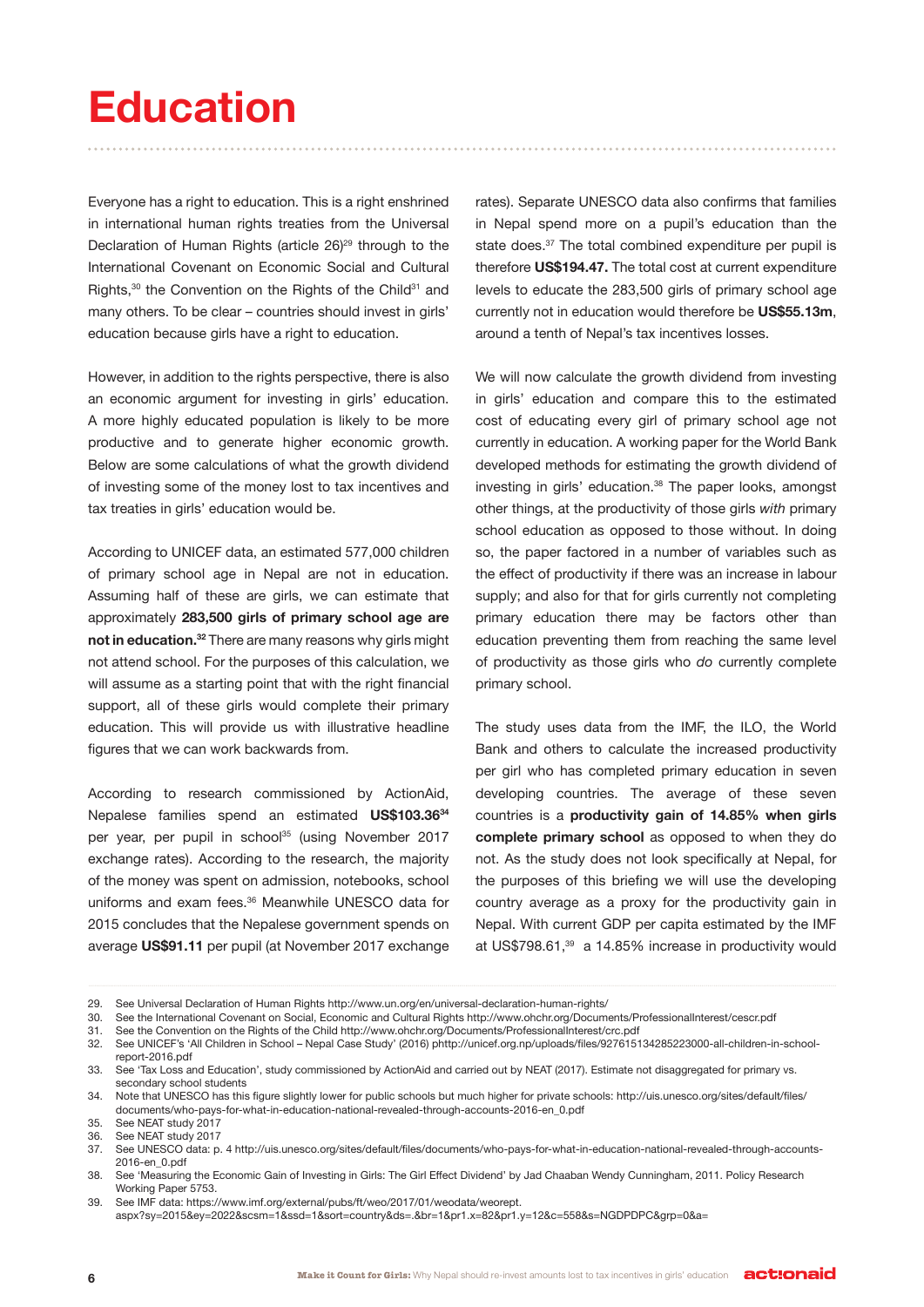# Education

Everyone has a right to education. This is a right enshrined in international human rights treaties from the Universal Declaration of Human Rights (article 26)[29] through to the International Covenant on Economic Social and Cultural Rights,[30] the Convention on the Rights of the Child[31] and many others. To be clear – countries should invest in girls' education because girls have a right to education.

However, in addition to the rights perspective, there is also an economic argument for investing in girls' education. A more highly educated population is likely to be more productive and to generate higher economic growth. Below are some calculations of what the growth dividend of investing some of the money lost to tax incentives and tax treaties in girls' education would be.

According to UNICEF data, an estimated 577,000 children of primary school age in Nepal are not in education. Assuming half of these are girls, we can estimate that approximately **283,500 girls of primary school age are not in education.**[32] There are many reasons why girls might not attend school. For the purposes of this calculation, we will assume as a starting point that with the right financial support, all of these girls would complete their primary education. This will provide us with illustrative headline figures that we can work backwards from.

According to research commissioned by ActionAid, Nepalese families spend an estimated **US$103.36**[34] per year, per pupil in school[35] (using November 2017 exchange rates). According to the research, the majority of the money was spent on admission, notebooks, school uniforms and exam fees.[36] Meanwhile UNESCO data for 2015 concludes that the Nepalese government spends on average **US$91.11** per pupil (at November 2017 exchange rates). Separate UNESCO data also confirms that families in Nepal spend more on a pupil's education than the state does.[37] The total combined expenditure per pupil is therefore **US$194.47.** The total cost at current expenditure levels to educate the 283,500 girls of primary school age currently not in education would therefore be **US$55.13m**, around a tenth of Nepal's tax incentives losses.

We will now calculate the growth dividend from investing in girls' education and compare this to the estimated cost of educating every girl of primary school age not currently in education. A working paper for the World Bank developed methods for estimating the growth dividend of investing in girls' education.[38] The paper looks, amongst other things, at the productivity of those girls *with* primary school education as opposed to those without. In doing so, the paper factored in a number of variables such as the effect of productivity if there was an increase in labour supply; and also for that for girls currently not completing primary education there may be factors other than education preventing them from reaching the same level of productivity as those girls who *do* currently complete primary school.

The study uses data from the IMF, the ILO, the World Bank and others to calculate the increased productivity per girl who has completed primary education in seven developing countries. The average of these seven countries is a **productivity gain of 14.85% when girls complete primary school** as opposed to when they do not. As the study does not look specifically at Nepal, for the purposes of this briefing we will use the developing country average as a proxy for the productivity gain in Nepal. With current GDP per capita estimated by the IMF at US$798.61,[39] a 14.85% increase in productivity would

---

29. See Universal Declaration of Human Rights http://www.un.org/en/universal-declaration-human-rights/
30. See the International Covenant on Social, Economic and Cultural Rights http://www.ohchr.org/Documents/ProfessionalInterest/cescr.pdf
31. See the Convention on the Rights of the Child http://www.ohchr.org/Documents/ProfessionalInterest/crc.pdf
32. See UNICEF's 'All Children in School – Nepal Case Study' (2016) phttp://unicef.org.np/uploads/files/927615134285223000-all-children-in-school-report-2016.pdf
33. See 'Tax Loss and Education', study commissioned by ActionAid and carried out by NEAT (2017). Estimate not disaggregated for primary vs. secondary school students
34. Note that UNESCO has this figure slightly lower for public schools but much higher for private schools: http://uis.unesco.org/sites/default/files/documents/who-pays-for-what-in-education-national-revealed-through-accounts-2016-en_0.pdf
35. See NEAT study 2017
36. See NEAT study 2017
37. See UNESCO data: p. 4 http://uis.unesco.org/sites/default/files/documents/who-pays-for-what-in-education-national-revealed-through-accounts-2016-en_0.pdf
38. See 'Measuring the Economic Gain of Investing in Girls: The Girl Effect Dividend' by Jad Chaaban Wendy Cunningham, 2011. Policy Research Working Paper 5753.
39. See IMF data: https://www.imf.org/external/pubs/ft/weo/2017/01/weodata/weorept.aspx?sy=2015&ey=2022&scsm=1&ssd=1&sort=country&ds=.&br=1&pr1.x=82&pr1.y=12&c=558&s=NGDPDPC&grp=0&a=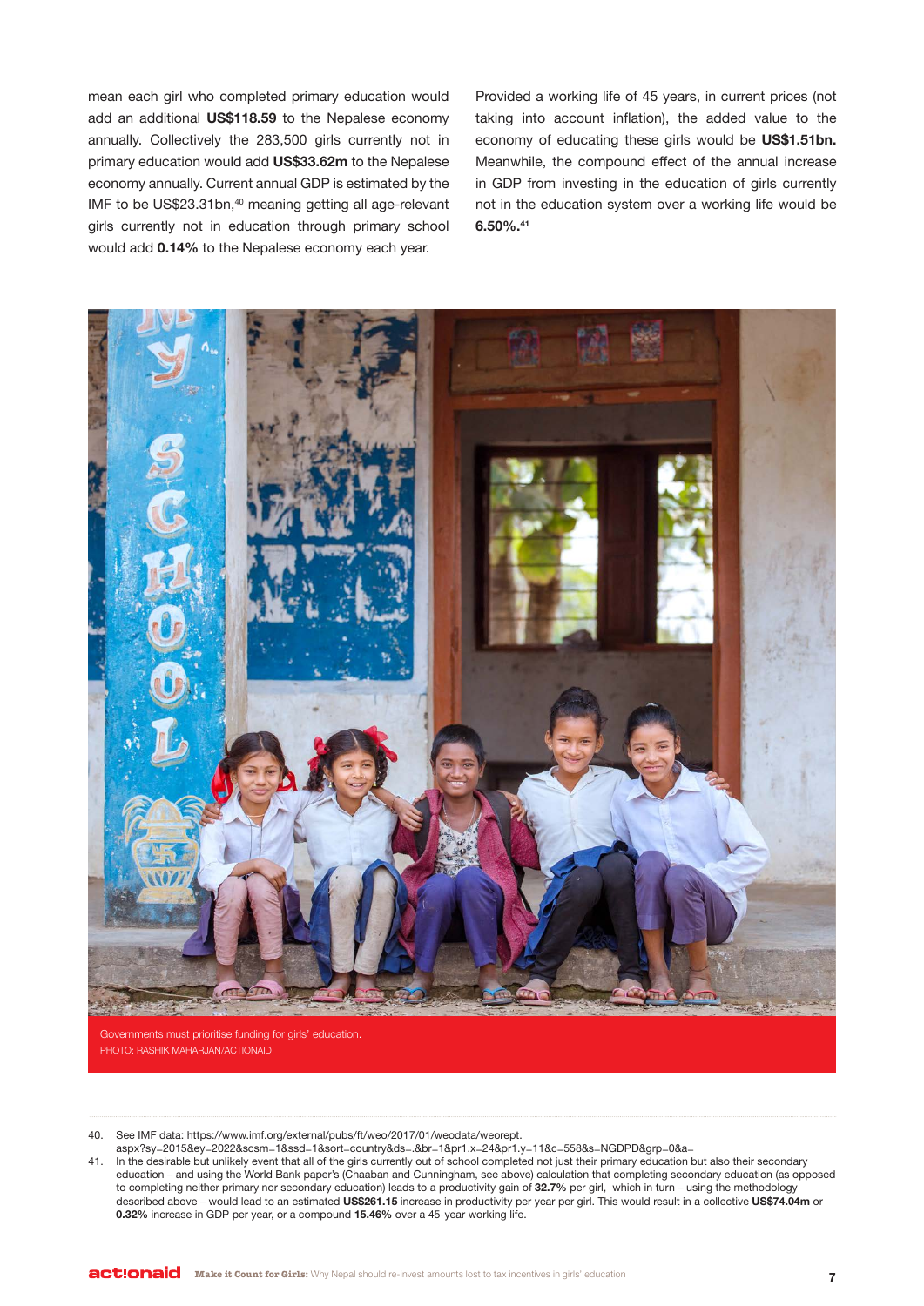mean each girl who completed primary education would add an additional **US$118.59** to the Nepalese economy annually. Collectively the 283,500 girls currently not in primary education would add **US$33.62m** to the Nepalese economy annually. Current annual GDP is estimated by the IMF to be US$23.31bn,[40] meaning getting all age-relevant girls currently not in education through primary school would add **0.14%** to the Nepalese economy each year.

Provided a working life of 45 years, in current prices (not taking into account inflation), the added value to the economy of educating these girls would be **US$1.51bn.** Meanwhile, the compound effect of the annual increase in GDP from investing in the education of girls currently not in the education system over a working life would be **6.50%.**[41]

Governments must prioritise funding for girls' education.
PHOTO: RASHIK MAHARJAN/ACTIONAID

40. See IMF data: https://www.imf.org/external/pubs/ft/weo/2017/01/weodata/weorept.aspx?sy=2015&ey=2022&scsm=1&ssd=1&sort=country&ds=.&br=1&pr1.x=24&pr1.y=11&c=558&s=NGDPD&grp=0&a=
41. In the desirable but unlikely event that all of the girls currently out of school completed not just their primary education but also their secondary education – and using the World Bank paper's (Chaaban and Cunningham, see above) calculation that completing secondary education (as opposed to completing neither primary nor secondary education) leads to a productivity gain of **32.7%** per girl, which in turn – using the methodology described above – would lead to an estimated **US$261.15** increase in productivity per year per girl. This would result in a collective **US$74.04m** or **0.32%** increase in GDP per year, or a compound **15.46%** over a 45-year working life.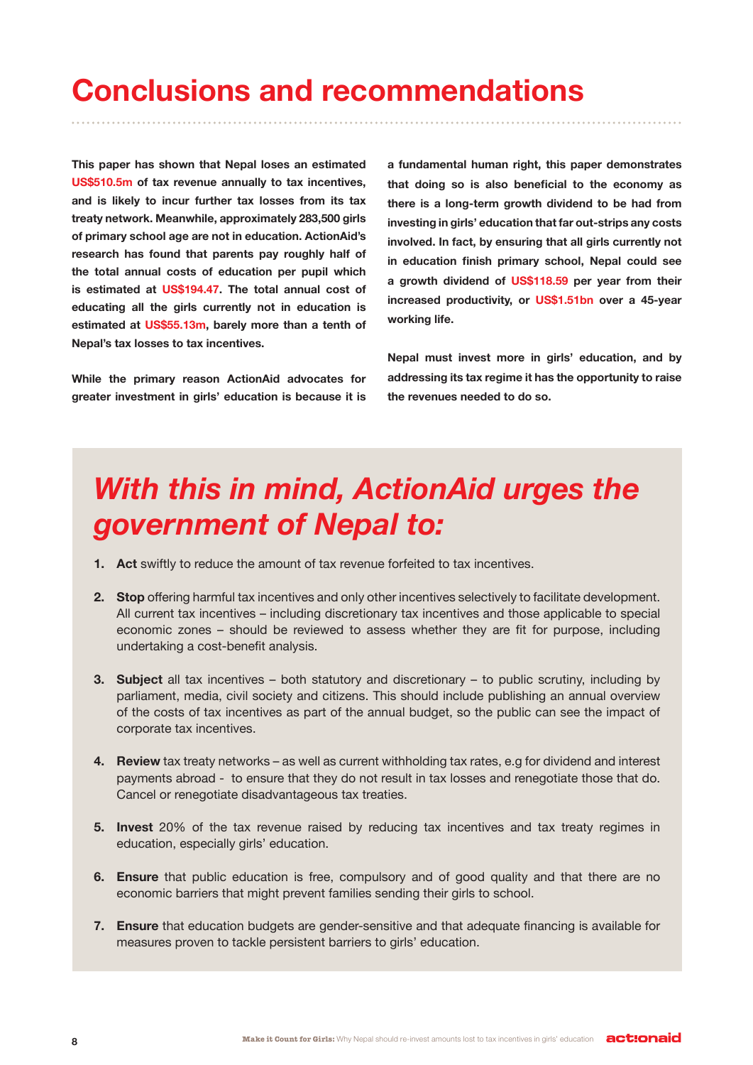# Conclusions and recommendations

**This paper has shown that Nepal loses an estimated US$510.5m of tax revenue annually to tax incentives, and is likely to incur further tax losses from its tax treaty network. Meanwhile, approximately 283,500 girls of primary school age are not in education. ActionAid's research has found that parents pay roughly half of the total annual costs of education per pupil which is estimated at US$194.47. The total annual cost of educating all the girls currently not in education is estimated at US$55.13m, barely more than a tenth of Nepal's tax losses to tax incentives.**

**While the primary reason ActionAid advocates for greater investment in girls' education is because it is a fundamental human right, this paper demonstrates that doing so is also beneficial to the economy as there is a long-term growth dividend to be had from investing in girls' education that far out-strips any costs involved. In fact, by ensuring that all girls currently not in education finish primary school, Nepal could see a growth dividend of US$118.59 per year from their increased productivity, or US$1.51bn over a 45-year working life.**

**Nepal must invest more in girls' education, and by addressing its tax regime it has the opportunity to raise the revenues needed to do so.**

## *With this in mind, ActionAid urges the government of Nepal to:*

1. **Act** swiftly to reduce the amount of tax revenue forfeited to tax incentives.
2. **Stop** offering harmful tax incentives and only other incentives selectively to facilitate development. All current tax incentives – including discretionary tax incentives and those applicable to special economic zones – should be reviewed to assess whether they are fit for purpose, including undertaking a cost-benefit analysis.
3. **Subject** all tax incentives – both statutory and discretionary – to public scrutiny, including by parliament, media, civil society and citizens. This should include publishing an annual overview of the costs of tax incentives as part of the annual budget, so the public can see the impact of corporate tax incentives.
4. **Review** tax treaty networks – as well as current withholding tax rates, e.g for dividend and interest payments abroad - to ensure that they do not result in tax losses and renegotiate those that do. Cancel or renegotiate disadvantageous tax treaties.
5. **Invest** 20% of the tax revenue raised by reducing tax incentives and tax treaty regimes in education, especially girls' education.
6. **Ensure** that public education is free, compulsory and of good quality and that there are no economic barriers that might prevent families sending their girls to school.
7. **Ensure** that education budgets are gender-sensitive and that adequate financing is available for measures proven to tackle persistent barriers to girls' education.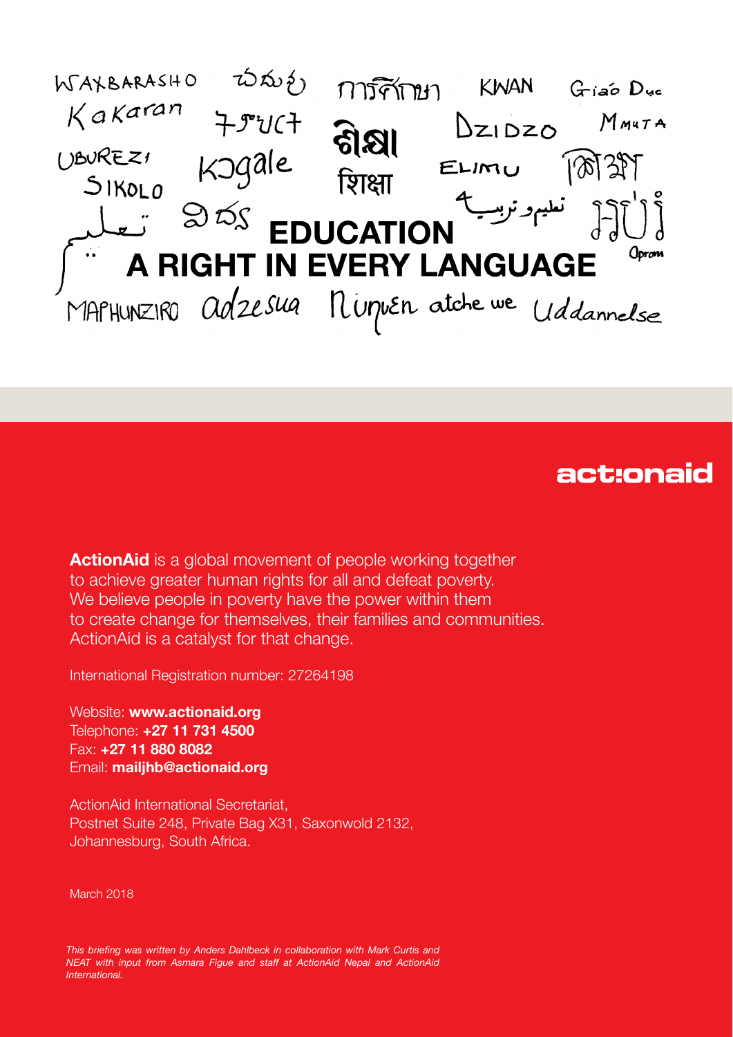WAXBARASHO ಶಿಕ್ಷಣ การศึกษา KWAN Giáo Dục

Kakaran ትምህርት ଶିକ୍ଷା DZIDZO MMUTA

UBUREZI Kogale शिक्षा ELIMU শিক্ষা

SIKOLO

تعليم ಶಿಕ್ಷಣ **EDUCATION** تعليم و تربيت

# A RIGHT IN EVERY LANGUAGE

Oprom

MAPHUNZIRO adzesua Ninpuen atche we Uddannelse

act!onaid

**ActionAid** is a global movement of people working together to achieve greater human rights for all and defeat poverty. We believe people in poverty have the power within them to create change for themselves, their families and communities. ActionAid is a catalyst for that change.

International Registration number: 27264198

Website: **www.actionaid.org**
Telephone: **+27 11 731 4500**
Fax: **+27 11 880 8082**
Email: **mailjhb@actionaid.org**

ActionAid International Secretariat,
Postnet Suite 248, Private Bag X31, Saxonwold 2132,
Johannesburg, South Africa.

March 2018

*This briefing was written by Anders Dahlbeck in collaboration with Mark Curtis and NEAT with input from Asmara Figue and staff at ActionAid Nepal and ActionAid International.*